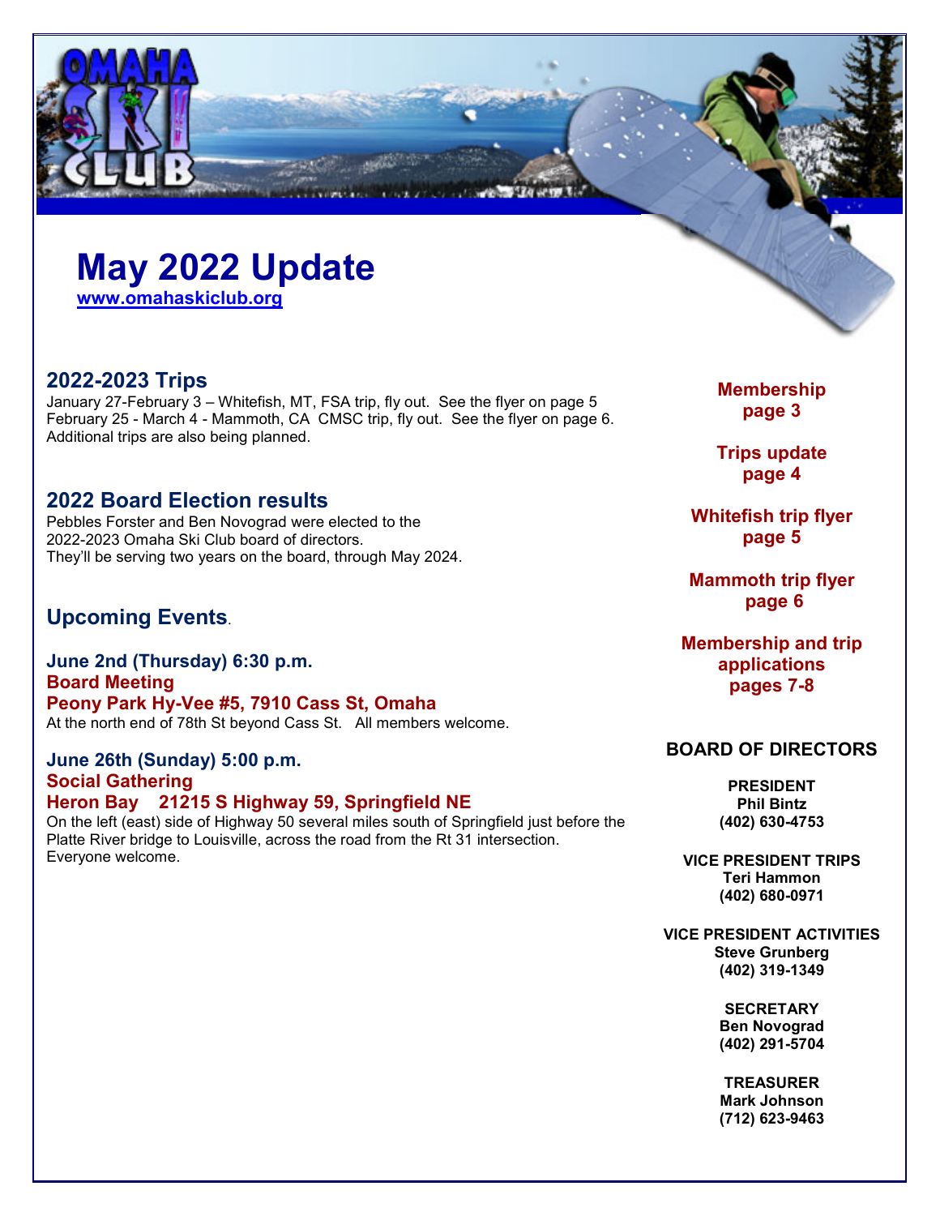# May 2022 Update

[www.omahaskiclub.org](http://www.omahaskiclub.org)

## 2022-2023 Trips

January 27-February 3 – Whitefish, MT, FSA trip, fly out. See the flyer on page 5
February 25 - March 4 - Mammoth, CA CMSC trip, fly out. See the flyer on page 6.
Additional trips are also being planned.

## 2022 Board Election results

Pebbles Forster and Ben Novograd were elected to the 2022-2023 Omaha Ski Club board of directors.
They'll be serving two years on the board, through May 2024.

## Upcoming Events.

### June 2nd (Thursday) 6:30 p.m.
**Board Meeting**
**Peony Park Hy-Vee #5, 7910 Cass St, Omaha**

At the north end of 78th St beyond Cass St. All members welcome.

### June 26th (Sunday) 5:00 p.m.
**Social Gathering**
**Heron Bay 21215 S Highway 59, Springfield NE**

On the left (east) side of Highway 50 several miles south of Springfield just before the Platte River bridge to Louisville, across the road from the Rt 31 intersection.
Everyone welcome.

---

**Membership**
**page 3**

**Trips update**
**page 4**

**Whitefish trip flyer**
**page 5**

**Mammoth trip flyer**
**page 6**

**Membership and trip applications**
**pages 7-8**

## BOARD OF DIRECTORS

**PRESIDENT**
**Phil Bintz**
**(402) 630-4753**

**VICE PRESIDENT TRIPS**
**Teri Hammon**
**(402) 680-0971**

**VICE PRESIDENT ACTIVITIES**
**Steve Grunberg**
**(402) 319-1349**

**SECRETARY**
**Ben Novograd**
**(402) 291-5704**

**TREASURER**
**Mark Johnson**
**(712) 623-9463**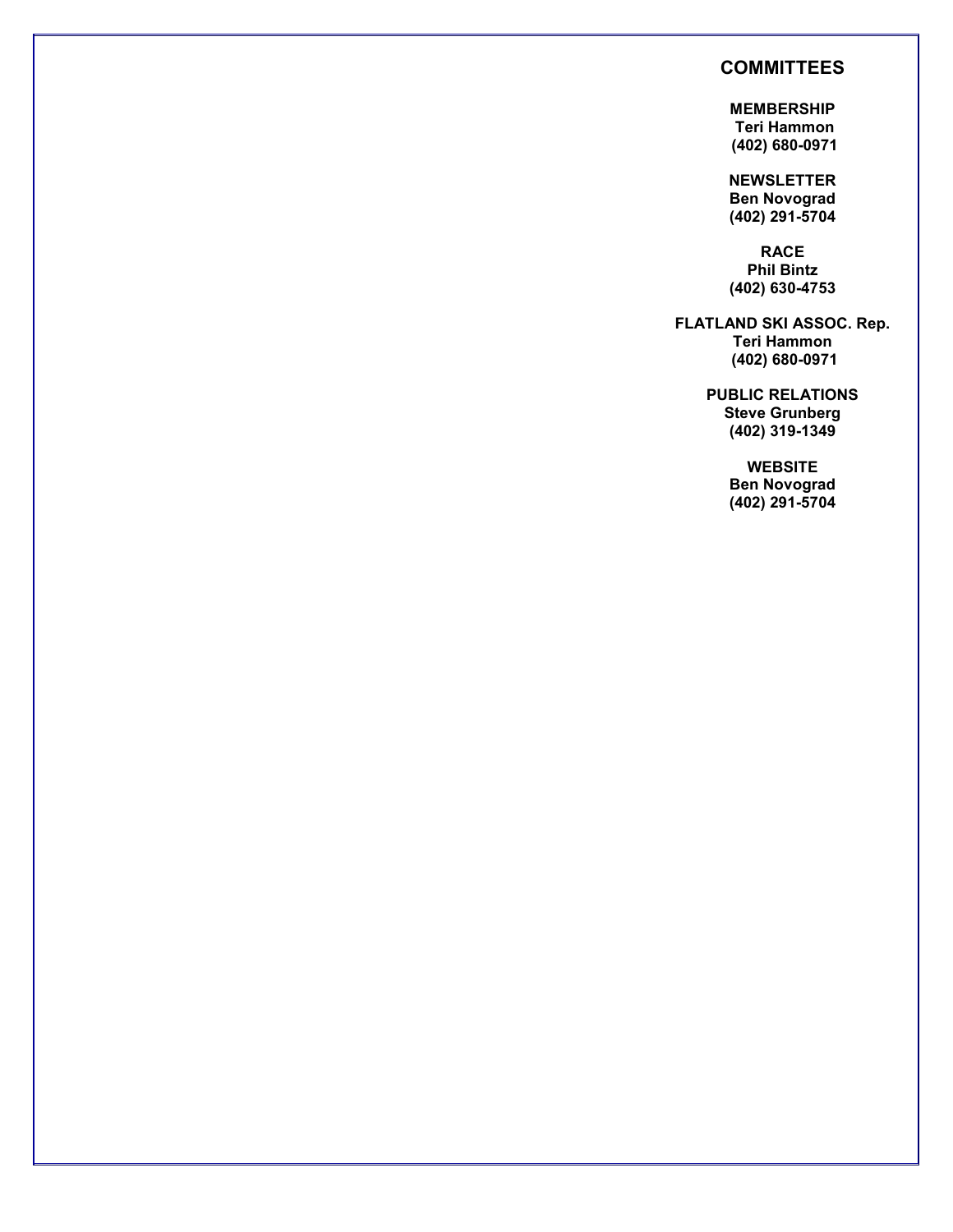## COMMITTEES

**MEMBERSHIP**
**Teri Hammon**
**(402) 680-0971**

**NEWSLETTER**
**Ben Novograd**
**(402) 291-5704**

**RACE**
**Phil Bintz**
**(402) 630-4753**

**FLATLAND SKI ASSOC. Rep.**
**Teri Hammon**
**(402) 680-0971**

**PUBLIC RELATIONS**
**Steve Grunberg**
**(402) 319-1349**

**WEBSITE**
**Ben Novograd**
**(402) 291-5704**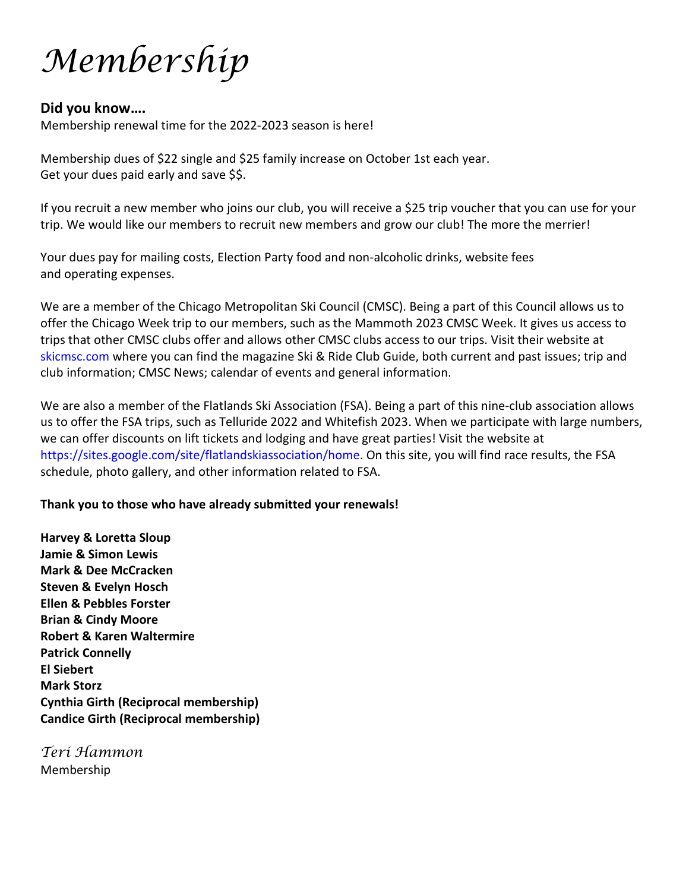# *Membership*

**Did you know….**

Membership renewal time for the 2022-2023 season is here!

Membership dues of $22 single and $25 family increase on October 1st each year.
Get your dues paid early and save $$.

If you recruit a new member who joins our club, you will receive a $25 trip voucher that you can use for your trip. We would like our members to recruit new members and grow our club! The more the merrier!

Your dues pay for mailing costs, Election Party food and non-alcoholic drinks, website fees and operating expenses.

We are a member of the Chicago Metropolitan Ski Council (CMSC). Being a part of this Council allows us to offer the Chicago Week trip to our members, such as the Mammoth 2023 CMSC Week. It gives us access to trips that other CMSC clubs offer and allows other CMSC clubs access to our trips. Visit their website at skicmsc.com where you can find the magazine Ski & Ride Club Guide, both current and past issues; trip and club information; CMSC News; calendar of events and general information.

We are also a member of the Flatlands Ski Association (FSA). Being a part of this nine-club association allows us to offer the FSA trips, such as Telluride 2022 and Whitefish 2023. When we participate with large numbers, we can offer discounts on lift tickets and lodging and have great parties! Visit the website at https://sites.google.com/site/flatlandskiassociation/home. On this site, you will find race results, the FSA schedule, photo gallery, and other information related to FSA.

**Thank you to those who have already submitted your renewals!**

**Harvey & Loretta Sloup**
**Jamie & Simon Lewis**
**Mark & Dee McCracken**
**Steven & Evelyn Hosch**
**Ellen & Pebbles Forster**
**Brian & Cindy Moore**
**Robert & Karen Waltermire**
**Patrick Connelly**
**El Siebert**
**Mark Storz**
**Cynthia Girth (Reciprocal membership)**
**Candice Girth (Reciprocal membership)**

*Teri Hammon*
Membership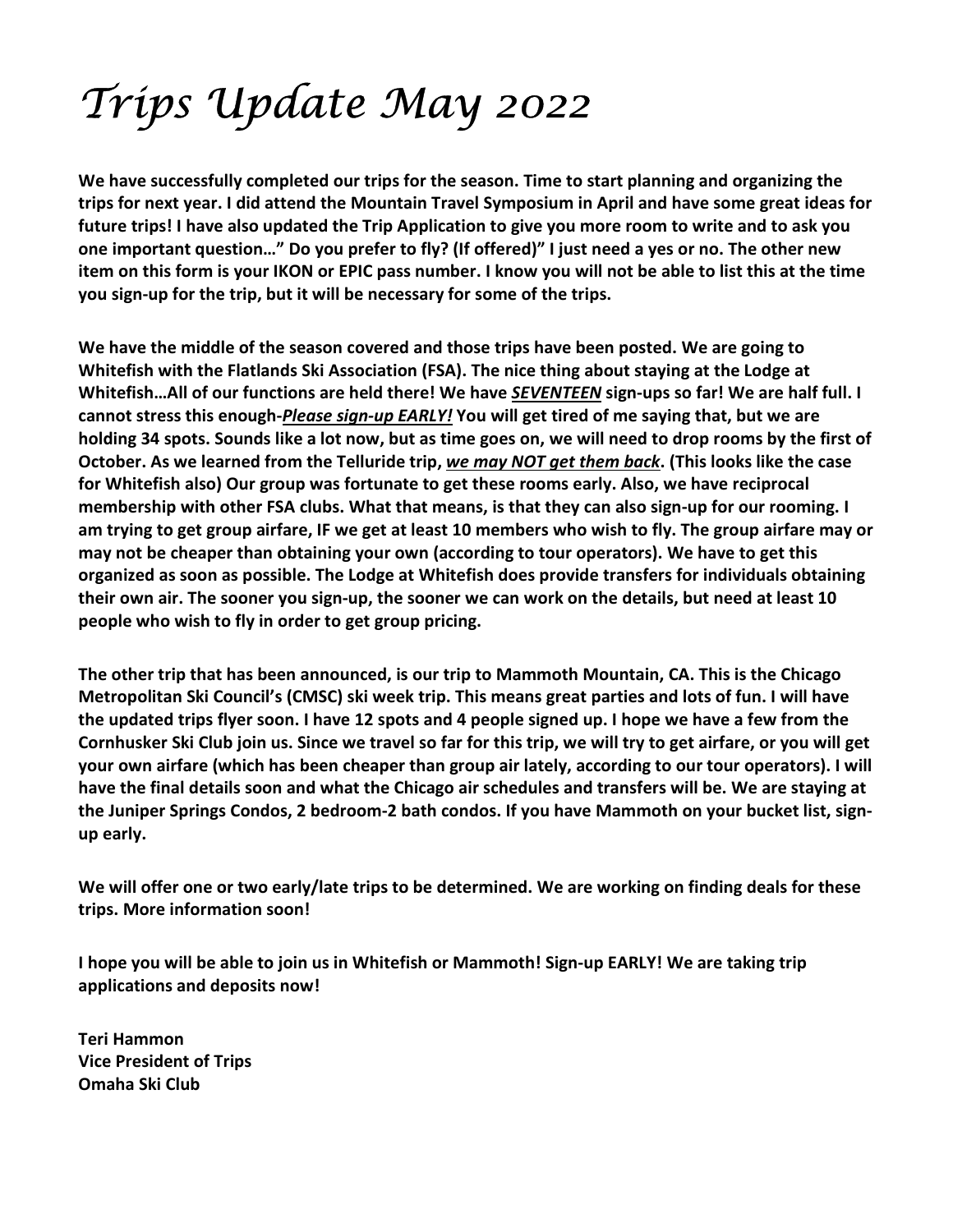# *Trips Update May 2022*

**We have successfully completed our trips for the season. Time to start planning and organizing the trips for next year. I did attend the Mountain Travel Symposium in April and have some great ideas for future trips! I have also updated the Trip Application to give you more room to write and to ask you one important question…" Do you prefer to fly? (If offered)" I just need a yes or no. The other new item on this form is your IKON or EPIC pass number. I know you will not be able to list this at the time you sign-up for the trip, but it will be necessary for some of the trips.**

**We have the middle of the season covered and those trips have been posted. We are going to Whitefish with the Flatlands Ski Association (FSA). The nice thing about staying at the Lodge at Whitefish…All of our functions are held there! We have *<u>SEVENTEEN</u>* sign-ups so far! We are half full. I cannot stress this enough-*<u>Please sign-up EARLY!</u>* You will get tired of me saying that, but we are holding 34 spots. Sounds like a lot now, but as time goes on, we will need to drop rooms by the first of October. As we learned from the Telluride trip, *<u>we may NOT get them back</u>*. (This looks like the case for Whitefish also) Our group was fortunate to get these rooms early. Also, we have reciprocal membership with other FSA clubs. What that means, is that they can also sign-up for our rooming. I am trying to get group airfare, IF we get at least 10 members who wish to fly. The group airfare may or may not be cheaper than obtaining your own (according to tour operators). We have to get this organized as soon as possible. The Lodge at Whitefish does provide transfers for individuals obtaining their own air. The sooner you sign-up, the sooner we can work on the details, but need at least 10 people who wish to fly in order to get group pricing.**

**The other trip that has been announced, is our trip to Mammoth Mountain, CA. This is the Chicago Metropolitan Ski Council's (CMSC) ski week trip. This means great parties and lots of fun. I will have the updated trips flyer soon. I have 12 spots and 4 people signed up. I hope we have a few from the Cornhusker Ski Club join us. Since we travel so far for this trip, we will try to get airfare, or you will get your own airfare (which has been cheaper than group air lately, according to our tour operators). I will have the final details soon and what the Chicago air schedules and transfers will be. We are staying at the Juniper Springs Condos, 2 bedroom-2 bath condos. If you have Mammoth on your bucket list, sign-up early.**

**We will offer one or two early/late trips to be determined. We are working on finding deals for these trips. More information soon!**

**I hope you will be able to join us in Whitefish or Mammoth! Sign-up EARLY! We are taking trip applications and deposits now!**

**Teri Hammon**
**Vice President of Trips**
**Omaha Ski Club**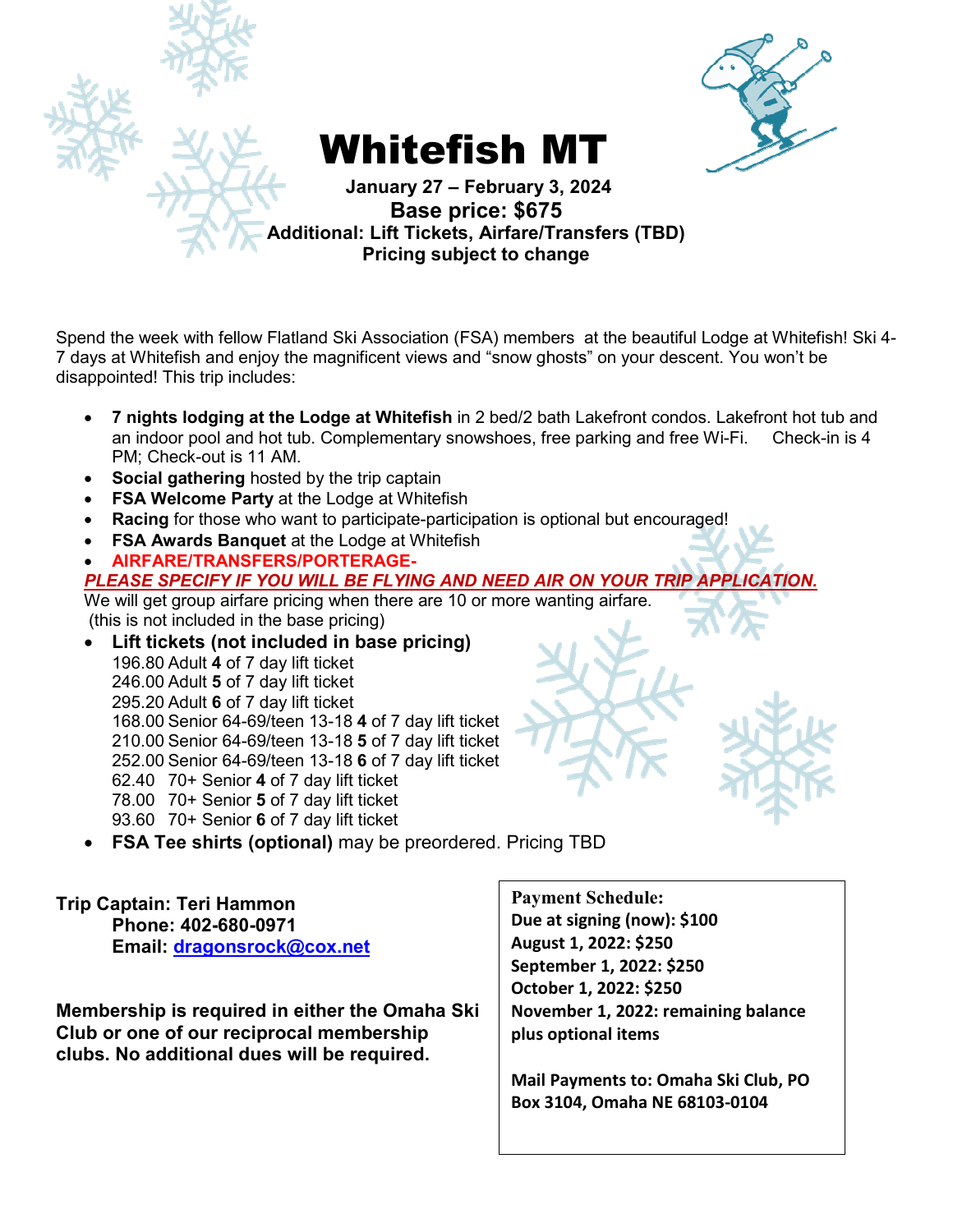# Whitefish MT

**January 27 – February 3, 2024**
**Base price: $675**
**Additional: Lift Tickets, Airfare/Transfers (TBD)**
**Pricing subject to change**

Spend the week with fellow Flatland Ski Association (FSA) members at the beautiful Lodge at Whitefish! Ski 4-7 days at Whitefish and enjoy the magnificent views and "snow ghosts" on your descent. You won't be disappointed! This trip includes:

- **7 nights lodging at the Lodge at Whitefish** in 2 bed/2 bath Lakefront condos. Lakefront hot tub and an indoor pool and hot tub. Complementary snowshoes, free parking and free Wi-Fi. Check-in is 4 PM; Check-out is 11 AM.
- **Social gathering** hosted by the trip captain
- **FSA Welcome Party** at the Lodge at Whitefish
- **Racing** for those who want to participate-participation is optional but encouraged!
- **FSA Awards Banquet** at the Lodge at Whitefish
- **AIRFARE/TRANSFERS/PORTERAGE-**

***PLEASE SPECIFY IF YOU WILL BE FLYING AND NEED AIR ON YOUR TRIP APPLICATION.***
We will get group airfare pricing when there are 10 or more wanting airfare.
(this is not included in the base pricing)

- **Lift tickets (not included in base pricing)**
  196.80 Adult **4** of 7 day lift ticket
  246.00 Adult **5** of 7 day lift ticket
  295.20 Adult **6** of 7 day lift ticket
  168.00 Senior 64-69/teen 13-18 **4** of 7 day lift ticket
  210.00 Senior 64-69/teen 13-18 **5** of 7 day lift ticket
  252.00 Senior 64-69/teen 13-18 **6** of 7 day lift ticket
  62.40 70+ Senior **4** of 7 day lift ticket
  78.00 70+ Senior **5** of 7 day lift ticket
  93.60 70+ Senior **6** of 7 day lift ticket
- **FSA Tee shirts (optional)** may be preordered. Pricing TBD

**Trip Captain: Teri Hammon**
**Phone: 402-680-0971**
**Email: dragonsrock@cox.net**

**Membership is required in either the Omaha Ski Club or one of our reciprocal membership clubs. No additional dues will be required.**

**Payment Schedule:**
**Due at signing (now): $100**
**August 1, 2022: $250**
**September 1, 2022: $250**
**October 1, 2022: $250**
**November 1, 2022: remaining balance plus optional items**

**Mail Payments to: Omaha Ski Club, PO Box 3104, Omaha NE 68103-0104**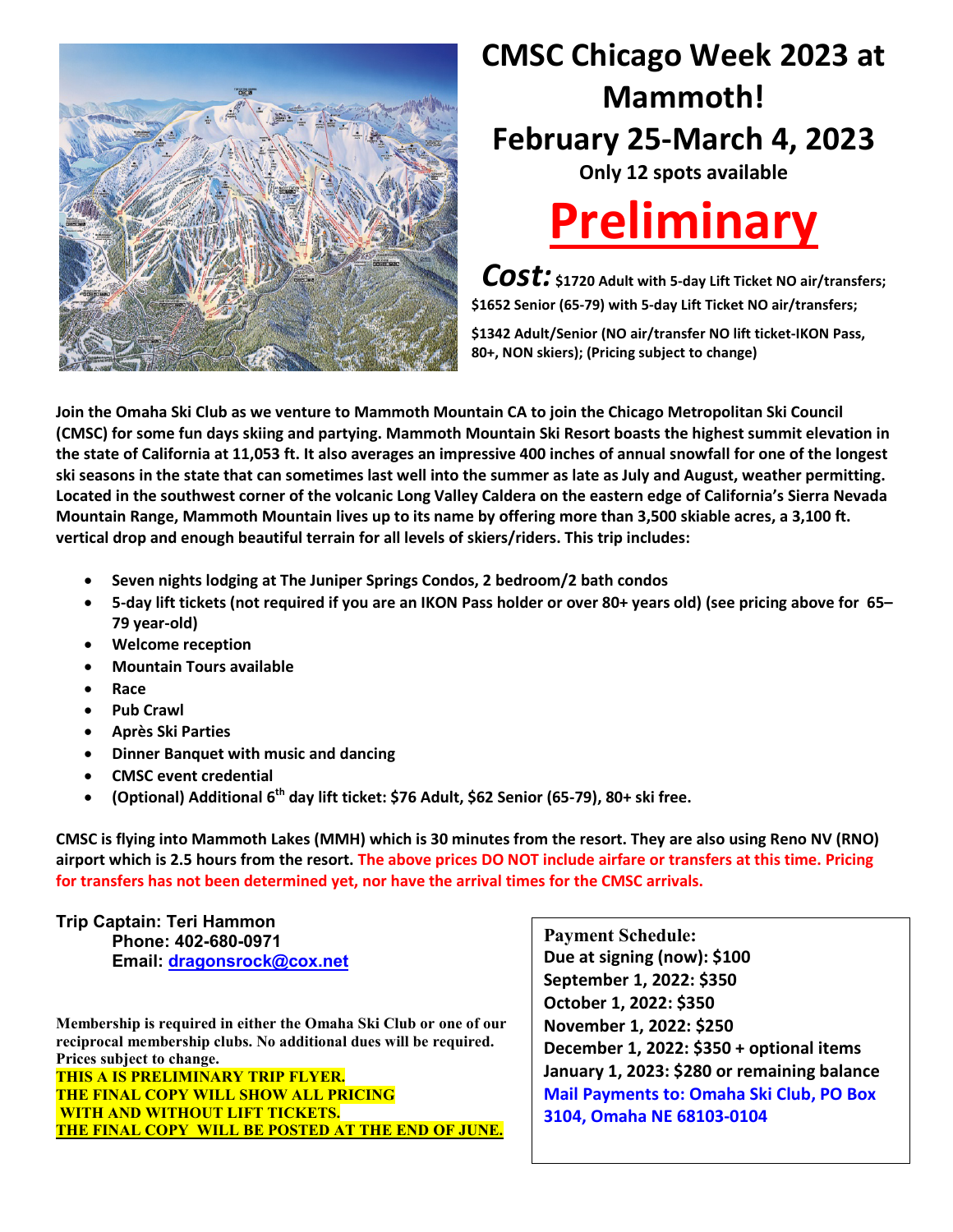# CMSC Chicago Week 2023 at Mammoth!

# February 25-March 4, 2023

**Only 12 spots available**

# Preliminary

***Cost:*** **$1720 Adult with 5-day Lift Ticket NO air/transfers;**
**$1652 Senior (65-79) with 5-day Lift Ticket NO air/transfers;**

**$1342 Adult/Senior (NO air/transfer NO lift ticket-IKON Pass, 80+, NON skiers); (Pricing subject to change)**

**Join the Omaha Ski Club as we venture to Mammoth Mountain CA to join the Chicago Metropolitan Ski Council (CMSC) for some fun days skiing and partying. Mammoth Mountain Ski Resort boasts the highest summit elevation in the state of California at 11,053 ft. It also averages an impressive 400 inches of annual snowfall for one of the longest ski seasons in the state that can sometimes last well into the summer as late as July and August, weather permitting. Located in the southwest corner of the volcanic Long Valley Caldera on the eastern edge of California's Sierra Nevada Mountain Range, Mammoth Mountain lives up to its name by offering more than 3,500 skiable acres, a 3,100 ft. vertical drop and enough beautiful terrain for all levels of skiers/riders. This trip includes:**

- **Seven nights lodging at The Juniper Springs Condos, 2 bedroom/2 bath condos**
- **5-day lift tickets (not required if you are an IKON Pass holder or over 80+ years old) (see pricing above for 65–79 year-old)**
- **Welcome reception**
- **Mountain Tours available**
- **Race**
- **Pub Crawl**
- **Après Ski Parties**
- **Dinner Banquet with music and dancing**
- **CMSC event credential**
- **(Optional) Additional 6th day lift ticket: $76 Adult, $62 Senior (65-79), 80+ ski free.**

**CMSC is flying into Mammoth Lakes (MMH) which is 30 minutes from the resort. They are also using Reno NV (RNO) airport which is 2.5 hours from the resort. The above prices DO NOT include airfare or transfers at this time. Pricing for transfers has not been determined yet, nor have the arrival times for the CMSC arrivals.**

**Trip Captain: Teri Hammon**
**Phone: 402-680-0971**
**Email: dragonsrock@cox.net**

**Membership is required in either the Omaha Ski Club or one of our reciprocal membership clubs. No additional dues will be required. Prices subject to change.**
**THIS A IS PRELIMINARY TRIP FLYER.**
**THE FINAL COPY WILL SHOW ALL PRICING WITH AND WITHOUT LIFT TICKETS.**
**THE FINAL COPY WILL BE POSTED AT THE END OF JUNE.**

**Payment Schedule:**
**Due at signing (now): $100**
**September 1, 2022: $350**
**October 1, 2022: $350**
**November 1, 2022: $250**
**December 1, 2022: $350 + optional items**
**January 1, 2023: $280 or remaining balance**
**Mail Payments to: Omaha Ski Club, PO Box 3104, Omaha NE 68103-0104**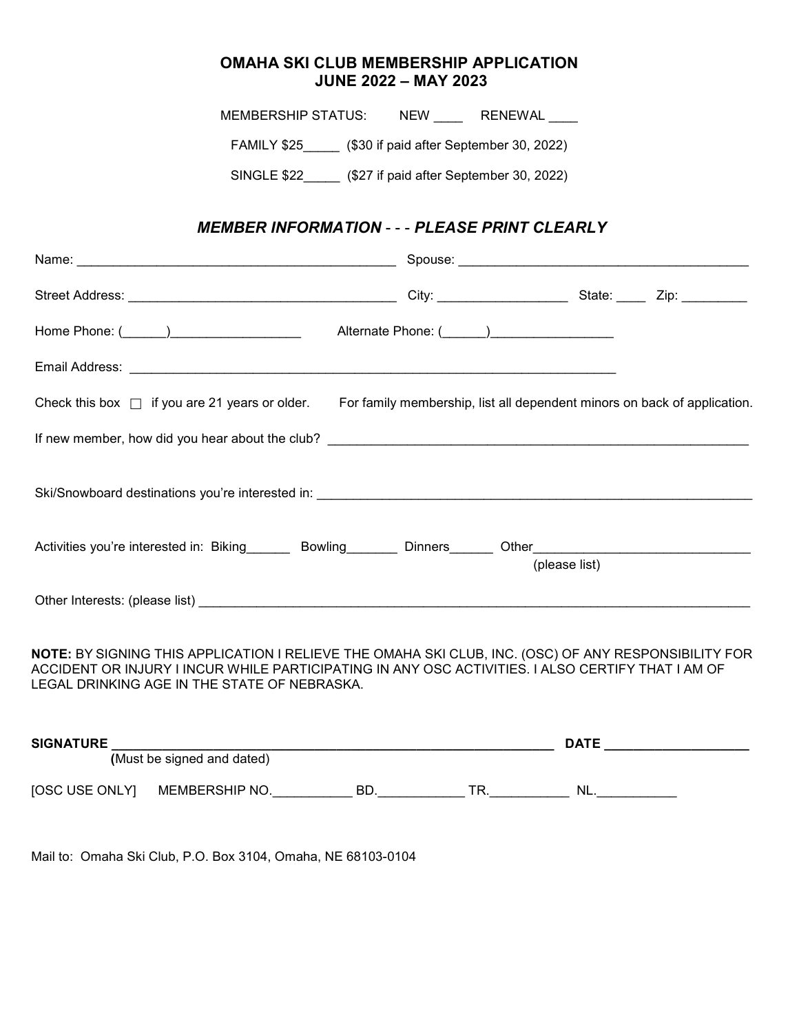# OMAHA SKI CLUB MEMBERSHIP APPLICATION
## JUNE 2022 – MAY 2023

MEMBERSHIP STATUS: NEW ____ RENEWAL ____

FAMILY $25_____ ($30 if paid after September 30, 2022)

SINGLE $22_____ ($27 if paid after September 30, 2022)

### *MEMBER INFORMATION* - - - *PLEASE PRINT CLEARLY*

Name: ____________________________________________ Spouse: ________________________________________

Street Address: ____________________________________ City: __________________ State: ____ Zip: _________

Home Phone: (______)__________________ Alternate Phone: (______)_________________

Email Address: ______________________________________________________________________

Check this box ☐ if you are 21 years or older. For family membership, list all dependent minors on back of application.

If new member, how did you hear about the club? ____________________________________________________________

Ski/Snowboard destinations you're interested in: ______________________________________________________________

Activities you're interested in: Biking______ Bowling_______ Dinners______ Other______________________________ (please list)

Other Interests: (please list) ______________________________________________________________________________

**NOTE:** BY SIGNING THIS APPLICATION I RELIEVE THE OMAHA SKI CLUB, INC. (OSC) OF ANY RESPONSIBILITY FOR ACCIDENT OR INJURY I INCUR WHILE PARTICIPATING IN ANY OSC ACTIVITIES. I ALSO CERTIFY THAT I AM OF LEGAL DRINKING AGE IN THE STATE OF NEBRASKA.

**SIGNATURE** _______________________________________________________________ **DATE** ____________________
(Must be signed and dated)

[OSC USE ONLY] MEMBERSHIP NO.___________ BD.____________ TR.___________ NL.___________

Mail to: Omaha Ski Club, P.O. Box 3104, Omaha, NE 68103-0104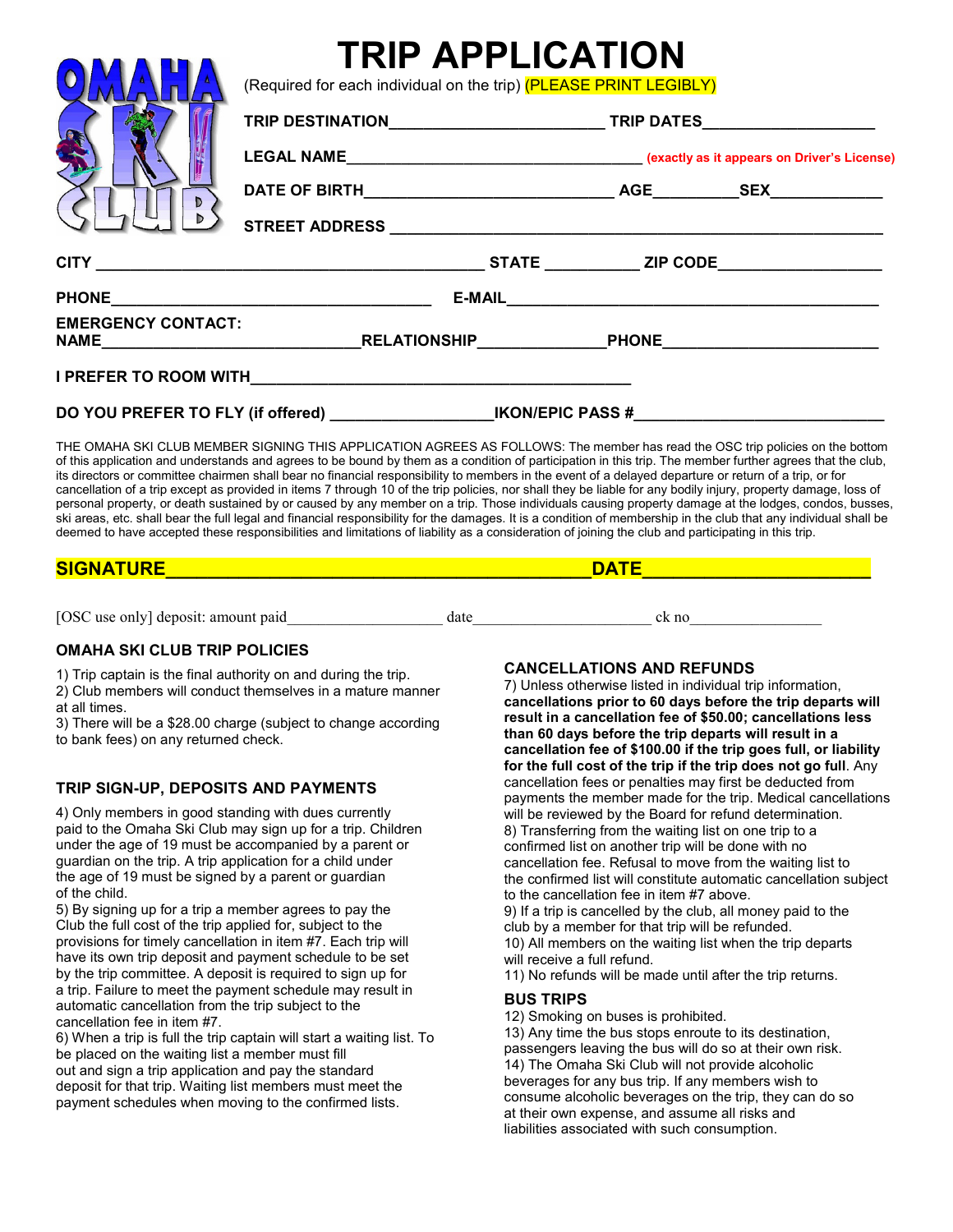# TRIP APPLICATION

(Required for each individual on the trip) (PLEASE PRINT LEGIBLY)

**TRIP DESTINATION**________________________ **TRIP DATES**___________________

**LEGAL NAME**________________________________ (exactly as it appears on Driver's License)

**DATE OF BIRTH**___________________________ **AGE**_________ **SEX**____________

**STREET ADDRESS** _______________________________________________________

**CITY** ___________________________________________ **STATE** __________ **ZIP CODE**__________________

**PHONE**___________________________________ **E-MAIL**__________________________________________

**EMERGENCY CONTACT:**
**NAME**_____________________________ **RELATIONSHIP**______________ **PHONE**________________________

**I PREFER TO ROOM WITH**___________________________________________

**DO YOU PREFER TO FLY (if offered)** _________________ **IKON/EPIC PASS #**___________________________

THE OMAHA SKI CLUB MEMBER SIGNING THIS APPLICATION AGREES AS FOLLOWS: The member has read the OSC trip policies on the bottom of this application and understands and agrees to be bound by them as a condition of participation in this trip. The member further agrees that the club, its directors or committee chairmen shall bear no financial responsibility to members in the event of a delayed departure or return of a trip, or for cancellation of a trip except as provided in items 7 through 10 of the trip policies, nor shall they be liable for any bodily injury, property damage, loss of personal property, or death sustained by or caused by any member on a trip. Those individuals causing property damage at the lodges, condos, busses, ski areas, etc. shall bear the full legal and financial responsibility for the damages. It is a condition of membership in the club that any individual shall be deemed to have accepted these responsibilities and limitations of liability as a consideration of joining the club and participating in this trip.

**SIGNATURE**__________________________________________ **DATE**______________________

[OSC use only] deposit: amount paid___________________ date______________________ ck no________________

## OMAHA SKI CLUB TRIP POLICIES

1) Trip captain is the final authority on and during the trip.
2) Club members will conduct themselves in a mature manner at all times.
3) There will be a $28.00 charge (subject to change according to bank fees) on any returned check.

## TRIP SIGN-UP, DEPOSITS AND PAYMENTS

4) Only members in good standing with dues currently paid to the Omaha Ski Club may sign up for a trip. Children under the age of 19 must be accompanied by a parent or guardian on the trip. A trip application for a child under the age of 19 must be signed by a parent or guardian of the child.
5) By signing up for a trip a member agrees to pay the Club the full cost of the trip applied for, subject to the provisions for timely cancellation in item #7. Each trip will have its own trip deposit and payment schedule to be set by the trip committee. A deposit is required to sign up for a trip. Failure to meet the payment schedule may result in automatic cancellation from the trip subject to the cancellation fee in item #7.
6) When a trip is full the trip captain will start a waiting list. To be placed on the waiting list a member must fill out and sign a trip application and pay the standard deposit for that trip. Waiting list members must meet the payment schedules when moving to the confirmed lists.

## CANCELLATIONS AND REFUNDS

7) Unless otherwise listed in individual trip information, **cancellations prior to 60 days before the trip departs will result in a cancellation fee of $50.00; cancellations less than 60 days before the trip departs will result in a cancellation fee of $100.00 if the trip goes full, or liability for the full cost of the trip if the trip does not go full**. Any cancellation fees or penalties may first be deducted from payments the member made for the trip. Medical cancellations will be reviewed by the Board for refund determination.
8) Transferring from the waiting list on one trip to a confirmed list on another trip will be done with no cancellation fee. Refusal to move from the waiting list to the confirmed list will constitute automatic cancellation subject to the cancellation fee in item #7 above.
9) If a trip is cancelled by the club, all money paid to the club by a member for that trip will be refunded.
10) All members on the waiting list when the trip departs will receive a full refund.
11) No refunds will be made until after the trip returns.

## BUS TRIPS

12) Smoking on buses is prohibited.
13) Any time the bus stops enroute to its destination, passengers leaving the bus will do so at their own risk.
14) The Omaha Ski Club will not provide alcoholic beverages for any bus trip. If any members wish to consume alcoholic beverages on the trip, they can do so at their own expense, and assume all risks and liabilities associated with such consumption.